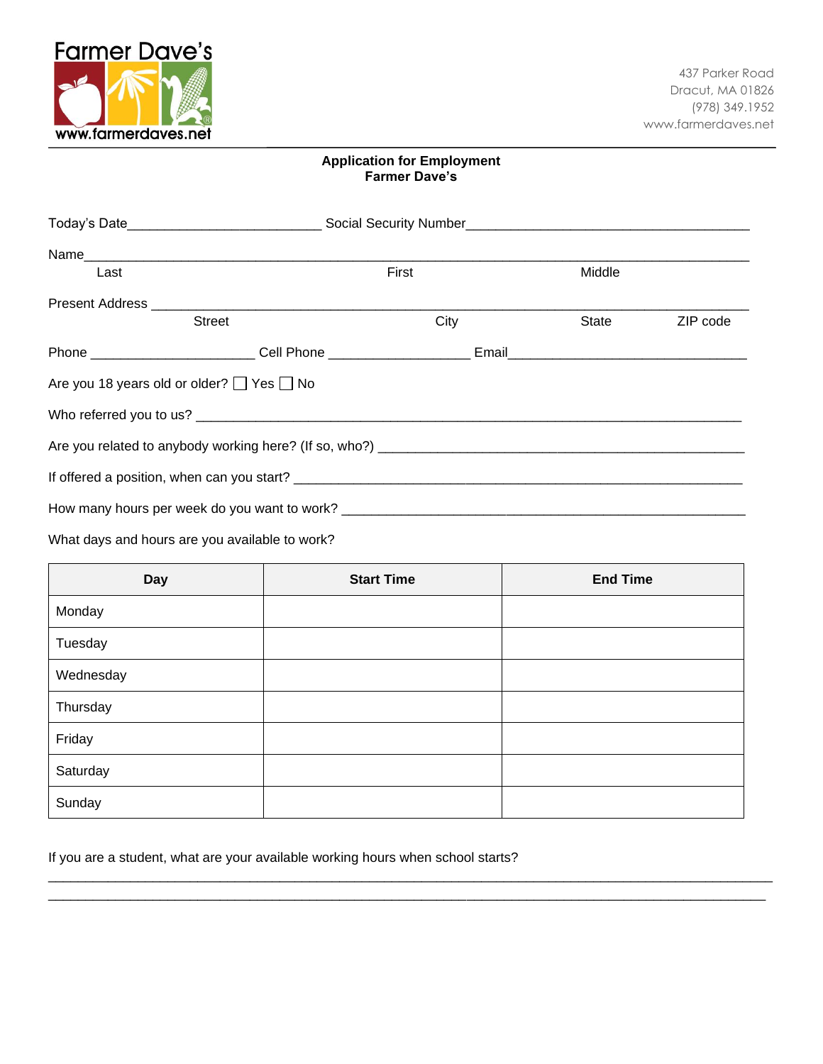Farmer Dave's

www.farmerdaves.net

437 Parker Road
Dracut, MA 01826
(978) 349.1952
www.farmerdaves.net

**Application for Employment**
**Farmer Dave's**

Today's Date_________________________ Social Security Number_____________________________________

Name______________________________________________________________________________________
Last First Middle

Present Address _____________________________________________________________________________
Street City State ZIP code

Phone _____________________ Cell Phone __________________ Email_______________________________

Are you 18 years old or older? ☐ Yes ☐ No

Who referred you to us? ______________________________________________________________________

Are you related to anybody working here? (If so, who?) _______________________________________________

If offered a position, when can you start? ____________________________________________________________

How many hours per week do you want to work? _____________________________________________________

What days and hours are you available to work?

| Day | Start Time | End Time |
|---|---|---|
| Monday | | |
| Tuesday | | |
| Wednesday | | |
| Thursday | | |
| Friday | | |
| Saturday | | |
| Sunday | | |

If you are a student, what are your available working hours when school starts?

______________________________________________________________________________________________

______________________________________________________________________________________________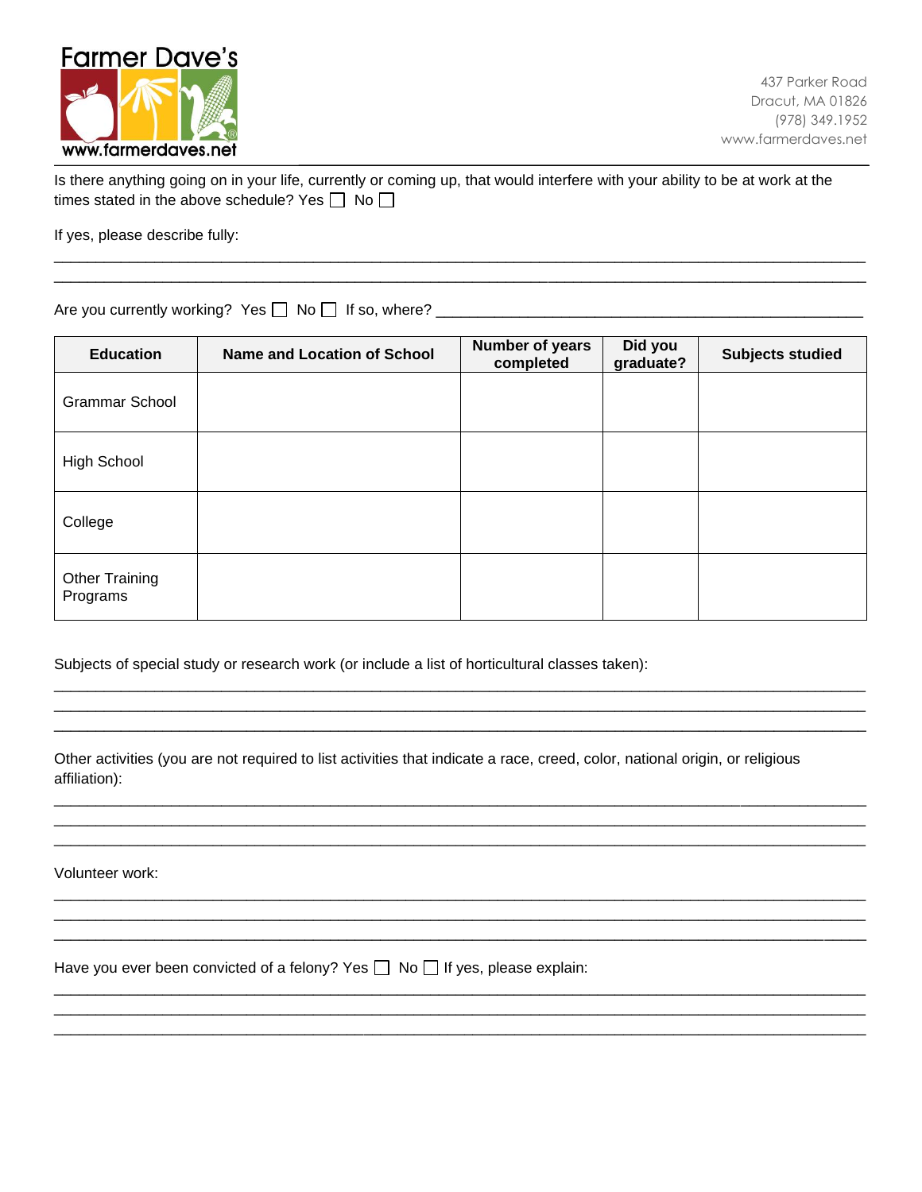Farmer Dave's
www.farmerdaves.net

437 Parker Road
Dracut, MA 01826
(978) 349.1952
www.farmerdaves.net

Is there anything going on in your life, currently or coming up, that would interfere with your ability to be at work at the times stated in the above schedule? Yes ☐ No ☐

If yes, please describe fully:

_______________________________________________________________________________________

_______________________________________________________________________________________

Are you currently working? Yes ☐ No ☐ If so, where? _____________________________________________

| Education | Name and Location of School | Number of years completed | Did you graduate? | Subjects studied |
|---|---|---|---|---|
| Grammar School | | | | |
| High School | | | | |
| College | | | | |
| Other Training Programs | | | | |

Subjects of special study or research work (or include a list of horticultural classes taken):

_______________________________________________________________________________________

_______________________________________________________________________________________

_______________________________________________________________________________________

Other activities (you are not required to list activities that indicate a race, creed, color, national origin, or religious affiliation):

_______________________________________________________________________________________

_______________________________________________________________________________________

_______________________________________________________________________________________

Volunteer work:

_______________________________________________________________________________________

_______________________________________________________________________________________

_______________________________________________________________________________________

Have you ever been convicted of a felony? Yes ☐ No ☐ If yes, please explain:

_______________________________________________________________________________________

_______________________________________________________________________________________

_______________________________________________________________________________________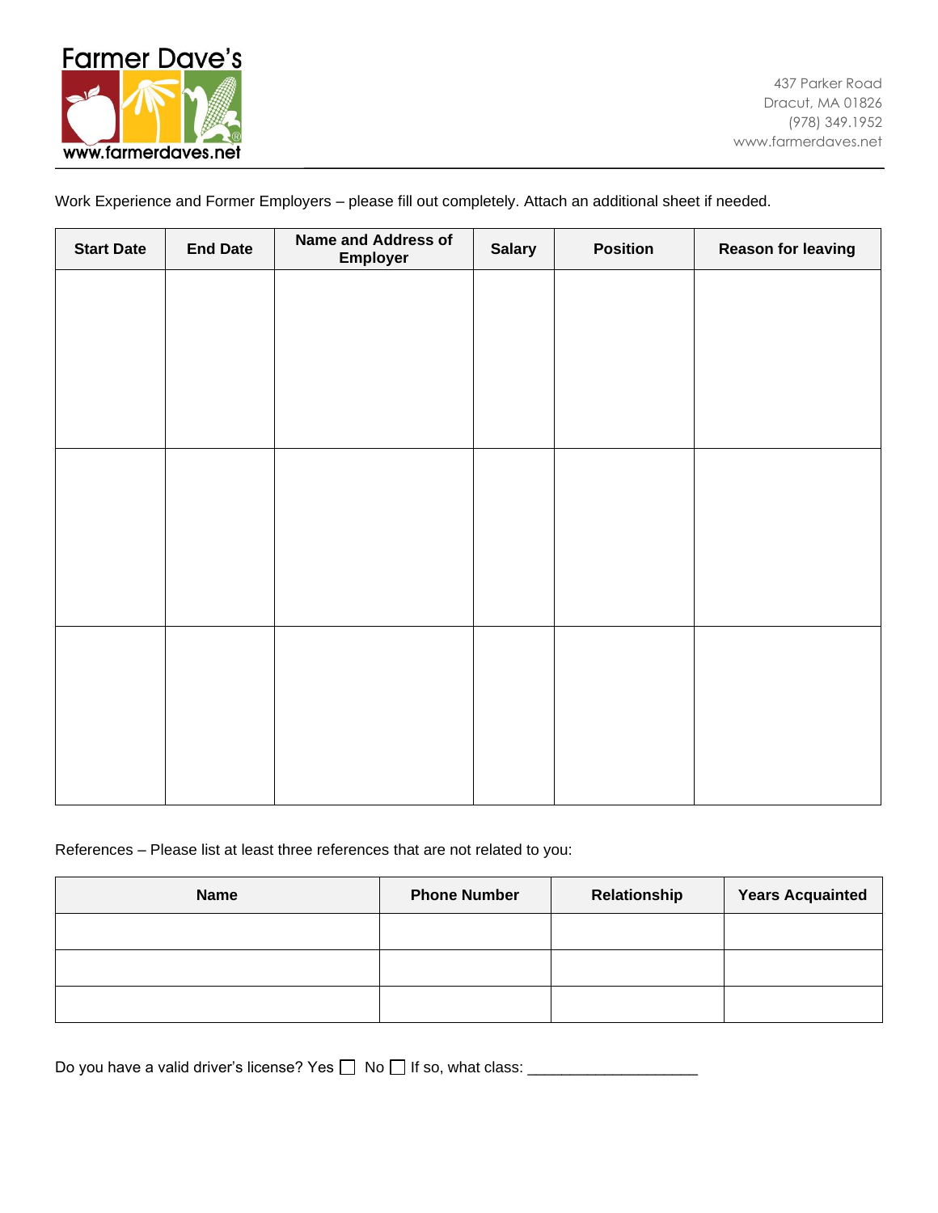Farmer Dave's
www.farmerdaves.net

437 Parker Road
Dracut, MA 01826
(978) 349.1952
www.farmerdaves.net

Work Experience and Former Employers – please fill out completely. Attach an additional sheet if needed.

| Start Date | End Date | Name and Address of Employer | Salary | Position | Reason for leaving |
|---|---|---|---|---|---|
| | | | | | |
| | | | | | |
| | | | | | |

References – Please list at least three references that are not related to you:

| Name | Phone Number | Relationship | Years Acquainted |
|---|---|---|---|
| | | | |
| | | | |
| | | | |

Do you have a valid driver's license? Yes ☐ No ☐ If so, what class: ____________________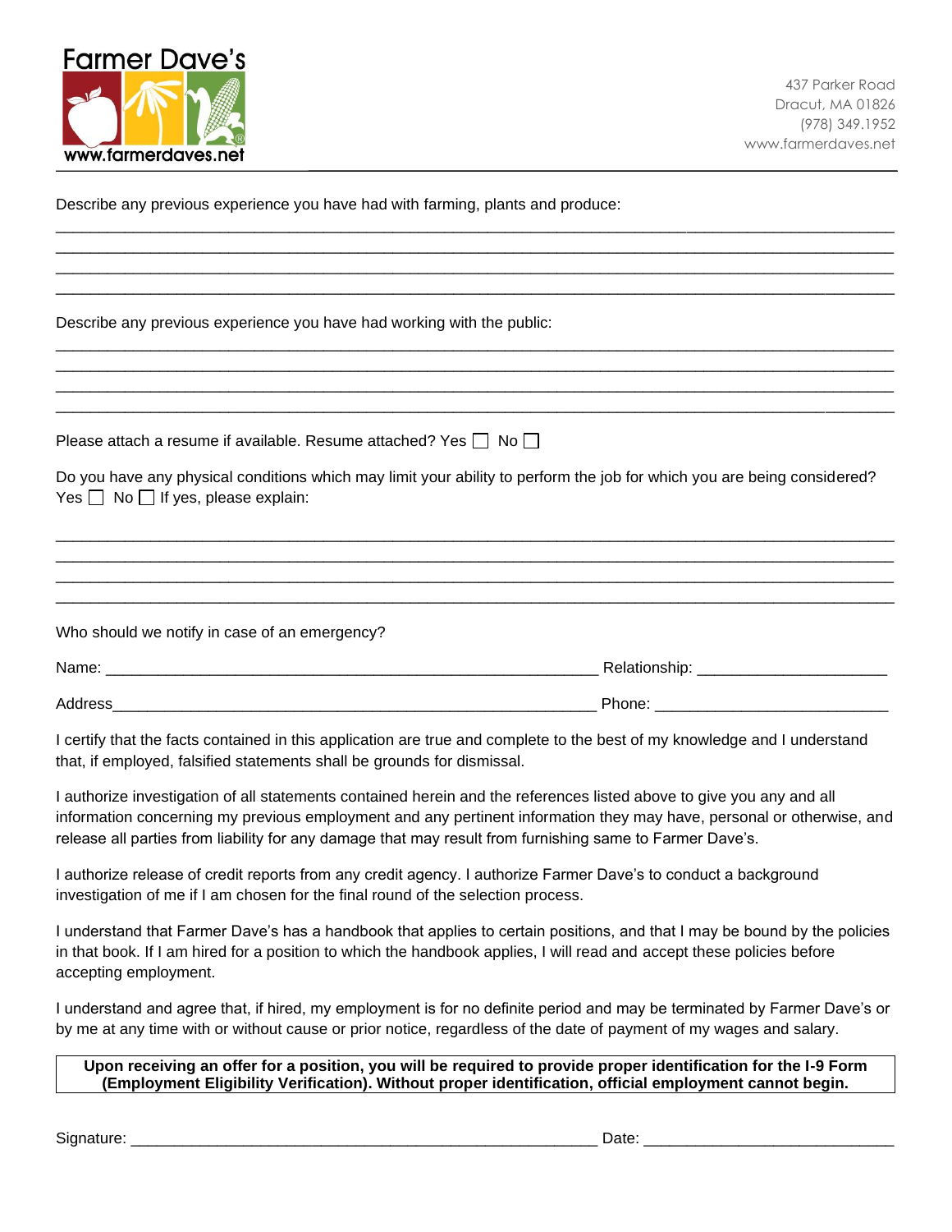Farmer Dave's
www.farmerdaves.net

437 Parker Road
Dracut, MA 01826
(978) 349.1952
www.farmerdaves.net

---

Describe any previous experience you have had with farming, plants and produce:

\_\_\_\_\_\_\_\_\_\_\_\_\_\_\_\_\_\_\_\_\_\_\_\_\_\_\_\_\_\_\_\_\_\_\_\_\_\_\_\_\_\_\_\_\_\_\_\_\_\_\_\_\_\_\_\_\_\_\_\_\_\_\_\_\_\_\_\_\_\_\_\_\_\_\_\_\_\_

\_\_\_\_\_\_\_\_\_\_\_\_\_\_\_\_\_\_\_\_\_\_\_\_\_\_\_\_\_\_\_\_\_\_\_\_\_\_\_\_\_\_\_\_\_\_\_\_\_\_\_\_\_\_\_\_\_\_\_\_\_\_\_\_\_\_\_\_\_\_\_\_\_\_\_\_\_\_

\_\_\_\_\_\_\_\_\_\_\_\_\_\_\_\_\_\_\_\_\_\_\_\_\_\_\_\_\_\_\_\_\_\_\_\_\_\_\_\_\_\_\_\_\_\_\_\_\_\_\_\_\_\_\_\_\_\_\_\_\_\_\_\_\_\_\_\_\_\_\_\_\_\_\_\_\_\_

\_\_\_\_\_\_\_\_\_\_\_\_\_\_\_\_\_\_\_\_\_\_\_\_\_\_\_\_\_\_\_\_\_\_\_\_\_\_\_\_\_\_\_\_\_\_\_\_\_\_\_\_\_\_\_\_\_\_\_\_\_\_\_\_\_\_\_\_\_\_\_\_\_\_\_\_\_\_

Describe any previous experience you have had working with the public:

\_\_\_\_\_\_\_\_\_\_\_\_\_\_\_\_\_\_\_\_\_\_\_\_\_\_\_\_\_\_\_\_\_\_\_\_\_\_\_\_\_\_\_\_\_\_\_\_\_\_\_\_\_\_\_\_\_\_\_\_\_\_\_\_\_\_\_\_\_\_\_\_\_\_\_\_\_\_

\_\_\_\_\_\_\_\_\_\_\_\_\_\_\_\_\_\_\_\_\_\_\_\_\_\_\_\_\_\_\_\_\_\_\_\_\_\_\_\_\_\_\_\_\_\_\_\_\_\_\_\_\_\_\_\_\_\_\_\_\_\_\_\_\_\_\_\_\_\_\_\_\_\_\_\_\_\_

\_\_\_\_\_\_\_\_\_\_\_\_\_\_\_\_\_\_\_\_\_\_\_\_\_\_\_\_\_\_\_\_\_\_\_\_\_\_\_\_\_\_\_\_\_\_\_\_\_\_\_\_\_\_\_\_\_\_\_\_\_\_\_\_\_\_\_\_\_\_\_\_\_\_\_\_\_\_

\_\_\_\_\_\_\_\_\_\_\_\_\_\_\_\_\_\_\_\_\_\_\_\_\_\_\_\_\_\_\_\_\_\_\_\_\_\_\_\_\_\_\_\_\_\_\_\_\_\_\_\_\_\_\_\_\_\_\_\_\_\_\_\_\_\_\_\_\_\_\_\_\_\_\_\_\_\_

Please attach a resume if available. Resume attached? Yes ☐ No ☐

Do you have any physical conditions which may limit your ability to perform the job for which you are being considered?
Yes ☐ No ☐ If yes, please explain:

\_\_\_\_\_\_\_\_\_\_\_\_\_\_\_\_\_\_\_\_\_\_\_\_\_\_\_\_\_\_\_\_\_\_\_\_\_\_\_\_\_\_\_\_\_\_\_\_\_\_\_\_\_\_\_\_\_\_\_\_\_\_\_\_\_\_\_\_\_\_\_\_\_\_\_\_\_\_

\_\_\_\_\_\_\_\_\_\_\_\_\_\_\_\_\_\_\_\_\_\_\_\_\_\_\_\_\_\_\_\_\_\_\_\_\_\_\_\_\_\_\_\_\_\_\_\_\_\_\_\_\_\_\_\_\_\_\_\_\_\_\_\_\_\_\_\_\_\_\_\_\_\_\_\_\_\_

\_\_\_\_\_\_\_\_\_\_\_\_\_\_\_\_\_\_\_\_\_\_\_\_\_\_\_\_\_\_\_\_\_\_\_\_\_\_\_\_\_\_\_\_\_\_\_\_\_\_\_\_\_\_\_\_\_\_\_\_\_\_\_\_\_\_\_\_\_\_\_\_\_\_\_\_\_\_

\_\_\_\_\_\_\_\_\_\_\_\_\_\_\_\_\_\_\_\_\_\_\_\_\_\_\_\_\_\_\_\_\_\_\_\_\_\_\_\_\_\_\_\_\_\_\_\_\_\_\_\_\_\_\_\_\_\_\_\_\_\_\_\_\_\_\_\_\_\_\_\_\_\_\_\_\_\_

Who should we notify in case of an emergency?

Name: \_\_\_\_\_\_\_\_\_\_\_\_\_\_\_\_\_\_\_\_\_\_\_\_\_\_\_\_\_\_\_\_\_\_\_\_\_\_\_\_\_\_\_\_\_\_\_\_\_\_\_\_ Relationship: \_\_\_\_\_\_\_\_\_\_\_\_\_\_\_\_\_\_\_\_

Address\_\_\_\_\_\_\_\_\_\_\_\_\_\_\_\_\_\_\_\_\_\_\_\_\_\_\_\_\_\_\_\_\_\_\_\_\_\_\_\_\_\_\_\_\_\_\_\_\_\_\_\_\_\_ Phone: \_\_\_\_\_\_\_\_\_\_\_\_\_\_\_\_\_\_\_\_\_\_\_\_\_

I certify that the facts contained in this application are true and complete to the best of my knowledge and I understand that, if employed, falsified statements shall be grounds for dismissal.

I authorize investigation of all statements contained herein and the references listed above to give you any and all information concerning my previous employment and any pertinent information they may have, personal or otherwise, and release all parties from liability for any damage that may result from furnishing same to Farmer Dave's.

I authorize release of credit reports from any credit agency. I authorize Farmer Dave's to conduct a background investigation of me if I am chosen for the final round of the selection process.

I understand that Farmer Dave's has a handbook that applies to certain positions, and that I may be bound by the policies in that book. If I am hired for a position to which the handbook applies, I will read and accept these policies before accepting employment.

I understand and agree that, if hired, my employment is for no definite period and may be terminated by Farmer Dave's or by me at any time with or without cause or prior notice, regardless of the date of payment of my wages and salary.

**Upon receiving an offer for a position, you will be required to provide proper identification for the I-9 Form (Employment Eligibility Verification). Without proper identification, official employment cannot begin.**

Signature: \_\_\_\_\_\_\_\_\_\_\_\_\_\_\_\_\_\_\_\_\_\_\_\_\_\_\_\_\_\_\_\_\_\_\_\_\_\_\_\_\_\_\_\_\_\_\_\_\_\_\_\_ Date: \_\_\_\_\_\_\_\_\_\_\_\_\_\_\_\_\_\_\_\_\_\_\_\_\_\_\_